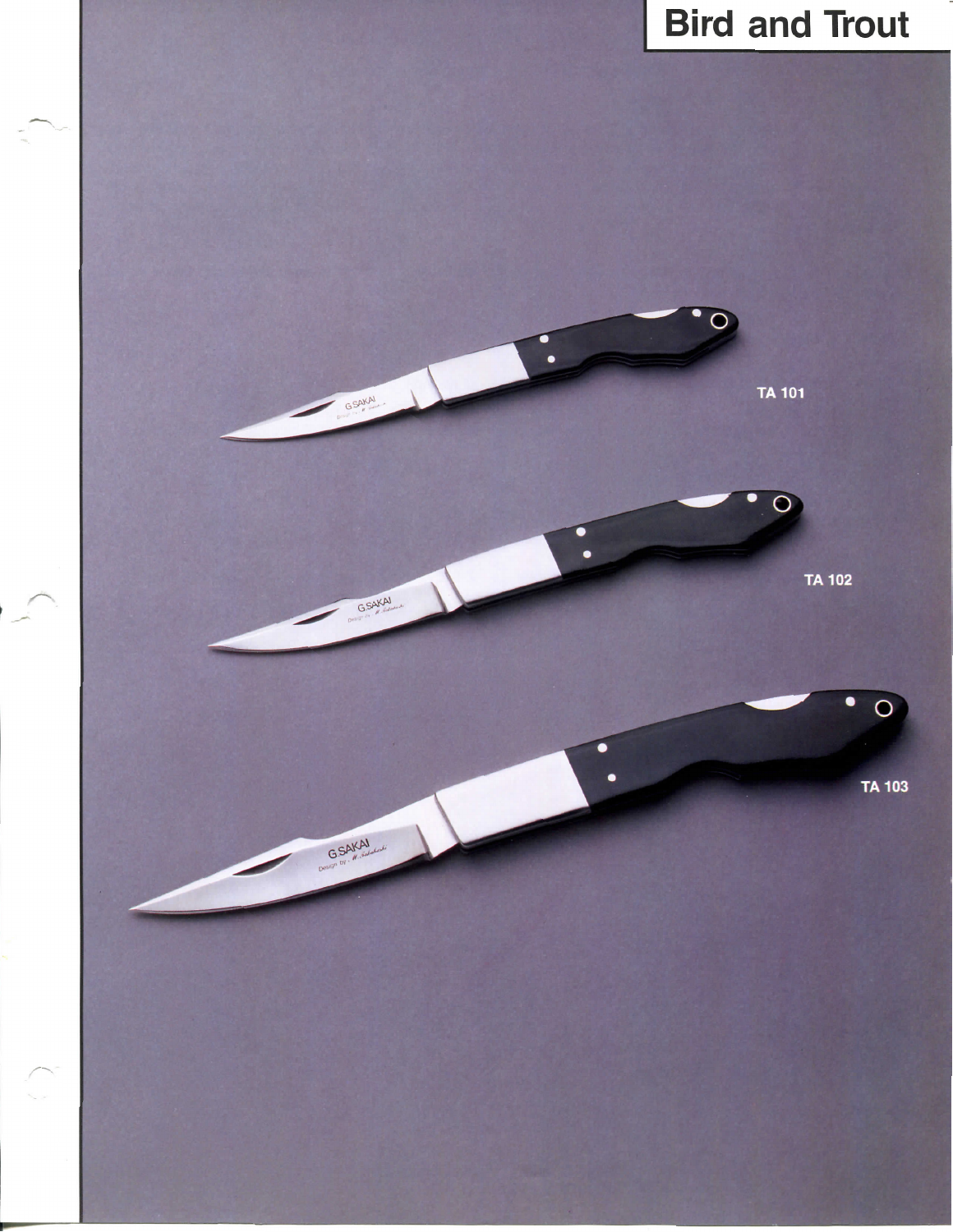# Bird and Trout

TA 101

TA 102

TA 103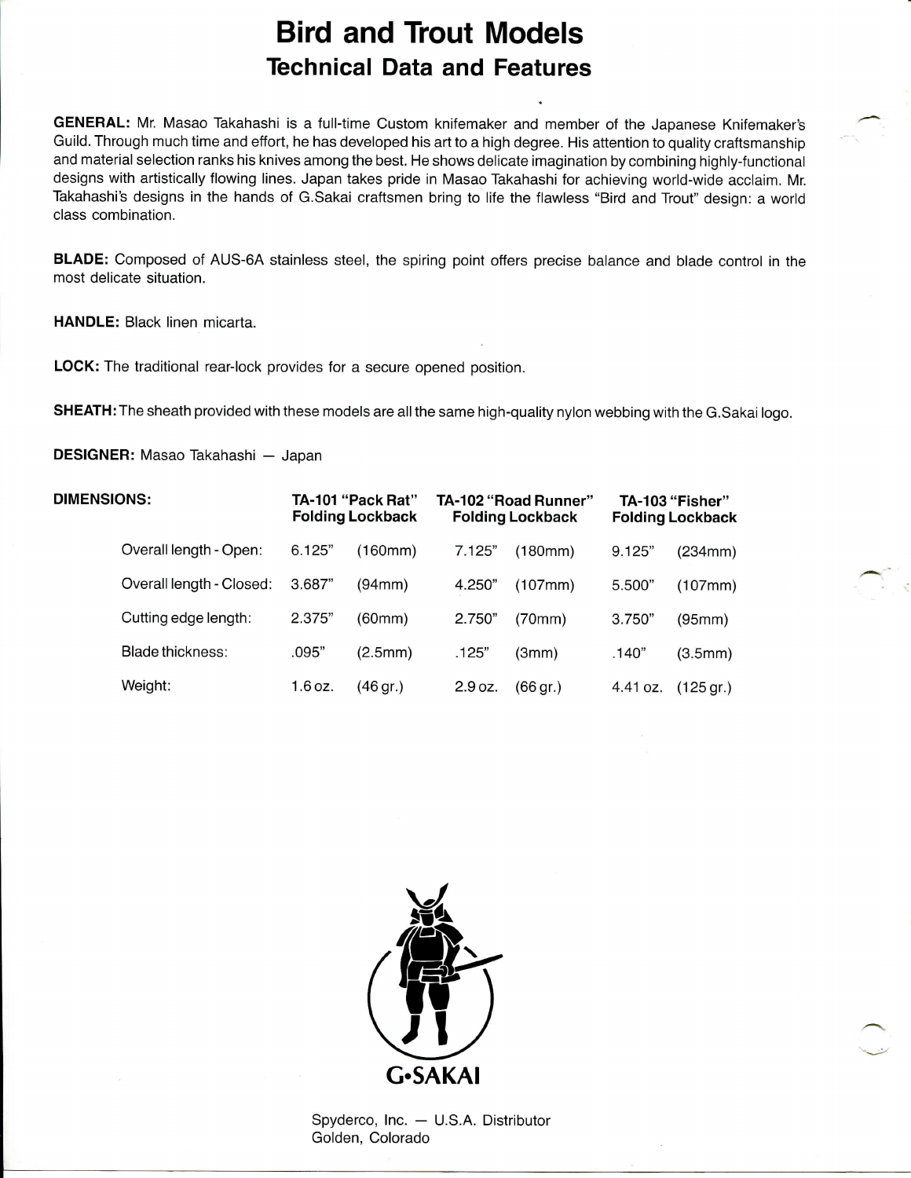# Bird and Trout Models

## Technical Data and Features

**GENERAL:** Mr. Masao Takahashi is a full-time Custom knifemaker and member of the Japanese Knifemaker's Guild. Through much time and effort, he has developed his art to a high degree. His attention to quality craftsmanship and material selection ranks his knives among the best. He shows delicate imagination by combining highly-functional designs with artistically flowing lines. Japan takes pride in Masao Takahashi for achieving world-wide acclaim. Mr. Takahashi's designs in the hands of G.Sakai craftsmen bring to life the flawless "Bird and Trout" design: a world class combination.

**BLADE:** Composed of AUS-6A stainless steel, the spiring point offers precise balance and blade control in the most delicate situation.

**HANDLE:** Black linen micarta.

**LOCK:** The traditional rear-lock provides for a secure opened position.

**SHEATH:** The sheath provided with these models are all the same high-quality nylon webbing with the G.Sakai logo.

**DESIGNER:** Masao Takahashi — Japan

| **DIMENSIONS:** | **TA-101 "Pack Rat" Folding Lockback** | | **TA-102 "Road Runner" Folding Lockback** | | **TA-103 "Fisher" Folding Lockback** | |
|---|---|---|---|---|---|---|
| Overall length - Open: | 6.125" | (160mm) | 7.125" | (180mm) | 9.125" | (234mm) |
| Overall length - Closed: | 3.687" | (94mm) | 4.250" | (107mm) | 5.500" | (107mm) |
| Cutting edge length: | 2.375" | (60mm) | 2.750" | (70mm) | 3.750" | (95mm) |
| Blade thickness: | .095" | (2.5mm) | .125" | (3mm) | .140" | (3.5mm) |
| Weight: | 1.6 oz. | (46 gr.) | 2.9 oz. | (66 gr.) | 4.41 oz. | (125 gr.) |

G•SAKAI

Spyderco, Inc. — U.S.A. Distributor
Golden, Colorado